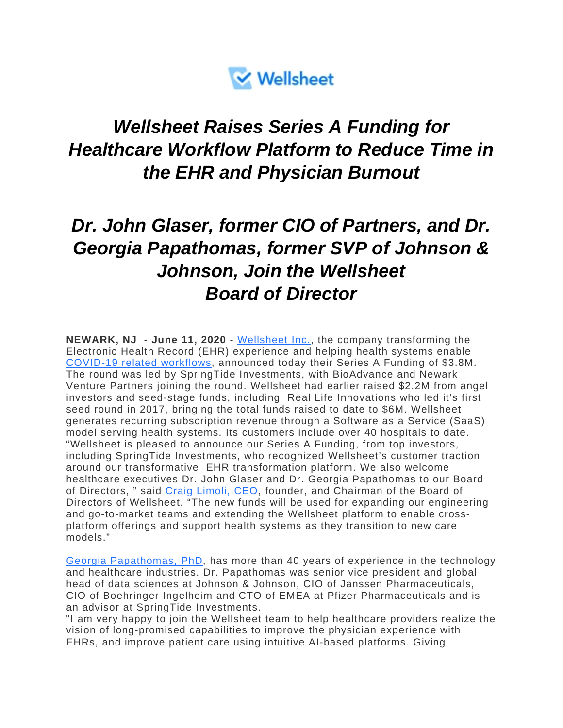Wellsheet

# *Wellsheet Raises Series A Funding for Healthcare Workflow Platform to Reduce Time in the EHR and Physician Burnout*

## *Dr. John Glaser, former CIO of Partners, and Dr. Georgia Papathomas, former SVP of Johnson & Johnson, Join the Wellsheet Board of Director*

**NEWARK, NJ - June 11, 2020** - Wellsheet Inc., the company transforming the Electronic Health Record (EHR) experience and helping health systems enable COVID-19 related workflows, announced today their Series A Funding of $3.8M. The round was led by SpringTide Investments, with BioAdvance and Newark Venture Partners joining the round. Wellsheet had earlier raised $2.2M from angel investors and seed-stage funds, including Real Life Innovations who led it's first seed round in 2017, bringing the total funds raised to date to $6M. Wellsheet generates recurring subscription revenue through a Software as a Service (SaaS) model serving health systems. Its customers include over 40 hospitals to date. "Wellsheet is pleased to announce our Series A Funding, from top investors, including SpringTide Investments, who recognized Wellsheet's customer traction around our transformative EHR transformation platform. We also welcome healthcare executives Dr. John Glaser and Dr. Georgia Papathomas to our Board of Directors, " said Craig Limoli, CEO, founder, and Chairman of the Board of Directors of Wellsheet. "The new funds will be used for expanding our engineering and go-to-market teams and extending the Wellsheet platform to enable cross-platform offerings and support health systems as they transition to new care models."

Georgia Papathomas, PhD, has more than 40 years of experience in the technology and healthcare industries. Dr. Papathomas was senior vice president and global head of data sciences at Johnson & Johnson, CIO of Janssen Pharmaceuticals, CIO of Boehringer Ingelheim and CTO of EMEA at Pfizer Pharmaceuticals and is an advisor at SpringTide Investments.
"I am very happy to join the Wellsheet team to help healthcare providers realize the vision of long-promised capabilities to improve the physician experience with EHRs, and improve patient care using intuitive AI-based platforms. Giving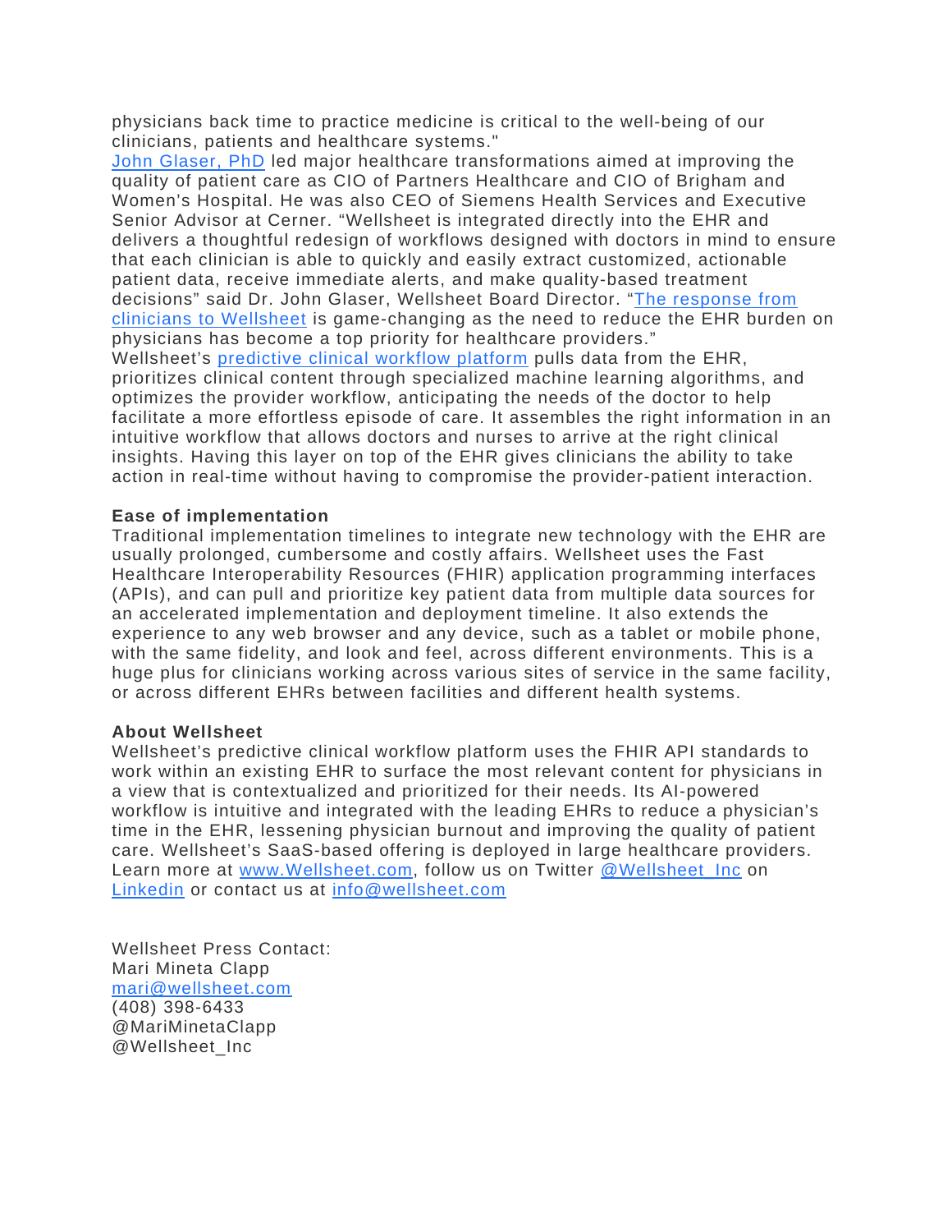physicians back time to practice medicine is critical to the well-being of our clinicians, patients and healthcare systems."

[John Glaser, PhD](#) led major healthcare transformations aimed at improving the quality of patient care as CIO of Partners Healthcare and CIO of Brigham and Women's Hospital. He was also CEO of Siemens Health Services and Executive Senior Advisor at Cerner. "Wellsheet is integrated directly into the EHR and delivers a thoughtful redesign of workflows designed with doctors in mind to ensure that each clinician is able to quickly and easily extract customized, actionable patient data, receive immediate alerts, and make quality-based treatment decisions" said Dr. John Glaser, Wellsheet Board Director. "[The response from clinicians to Wellsheet](#) is game-changing as the need to reduce the EHR burden on physicians has become a top priority for healthcare providers."

Wellsheet's [predictive clinical workflow platform](#) pulls data from the EHR, prioritizes clinical content through specialized machine learning algorithms, and optimizes the provider workflow, anticipating the needs of the doctor to help facilitate a more effortless episode of care. It assembles the right information in an intuitive workflow that allows doctors and nurses to arrive at the right clinical insights. Having this layer on top of the EHR gives clinicians the ability to take action in real-time without having to compromise the provider-patient interaction.

**Ease of implementation**

Traditional implementation timelines to integrate new technology with the EHR are usually prolonged, cumbersome and costly affairs. Wellsheet uses the Fast Healthcare Interoperability Resources (FHIR) application programming interfaces (APIs), and can pull and prioritize key patient data from multiple data sources for an accelerated implementation and deployment timeline. It also extends the experience to any web browser and any device, such as a tablet or mobile phone, with the same fidelity, and look and feel, across different environments. This is a huge plus for clinicians working across various sites of service in the same facility, or across different EHRs between facilities and different health systems.

**About Wellsheet**

Wellsheet's predictive clinical workflow platform uses the FHIR API standards to work within an existing EHR to surface the most relevant content for physicians in a view that is contextualized and prioritized for their needs. Its AI-powered workflow is intuitive and integrated with the leading EHRs to reduce a physician's time in the EHR, lessening physician burnout and improving the quality of patient care. Wellsheet's SaaS-based offering is deployed in large healthcare providers. Learn more at [www.Wellsheet.com](#), follow us on Twitter [@Wellsheet_Inc](#) on [Linkedin](#) or contact us at [info@wellsheet.com](#)

Wellsheet Press Contact:
Mari Mineta Clapp
[mari@wellsheet.com](#)
(408) 398-6433
@MariMinetaClapp
@Wellsheet_Inc